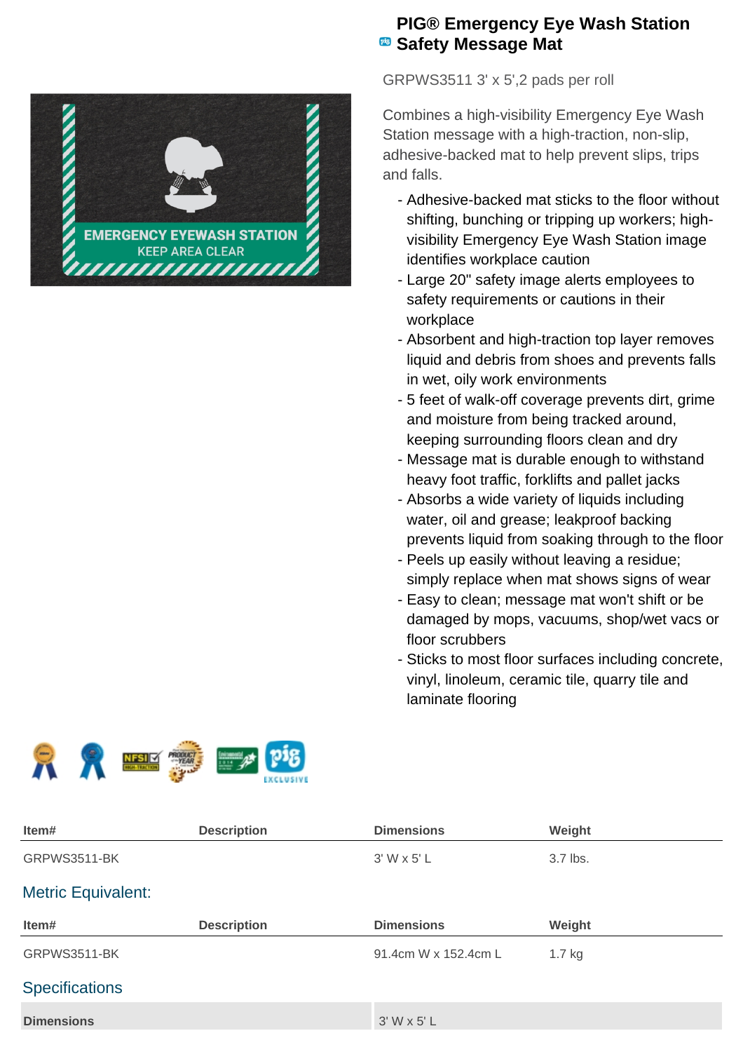# PIG® Emergency Eye Wash Station Safety Message Mat

GRPWS3511 3' x 5',2 pads per roll

Combines a high-visibility Emergency Eye Wash Station message with a high-traction, non-slip, adhesive-backed mat to help prevent slips, trips and falls.

- Adhesive-backed mat sticks to the floor without shifting, bunching or tripping up workers; high-visibility Emergency Eye Wash Station image identifies workplace caution
- Large 20" safety image alerts employees to safety requirements or cautions in their workplace
- Absorbent and high-traction top layer removes liquid and debris from shoes and prevents falls in wet, oily work environments
- 5 feet of walk-off coverage prevents dirt, grime and moisture from being tracked around, keeping surrounding floors clean and dry
- Message mat is durable enough to withstand heavy foot traffic, forklifts and pallet jacks
- Absorbs a wide variety of liquids including water, oil and grease; leakproof backing prevents liquid from soaking through to the floor
- Peels up easily without leaving a residue; simply replace when mat shows signs of wear
- Easy to clean; message mat won't shift or be damaged by mops, vacuums, shop/wet vacs or floor scrubbers
- Sticks to most floor surfaces including concrete, vinyl, linoleum, ceramic tile, quarry tile and laminate flooring

| Item# | Description | Dimensions | Weight |
|---|---|---|---|
| GRPWS3511-BK | | 3' W x 5' L | 3.7 lbs. |

## Metric Equivalent:

| Item# | Description | Dimensions | Weight |
|---|---|---|---|
| GRPWS3511-BK | | 91.4cm W x 152.4cm L | 1.7 kg |

## Specifications

| | |
|---|---|
| **Dimensions** | 3' W x 5' L |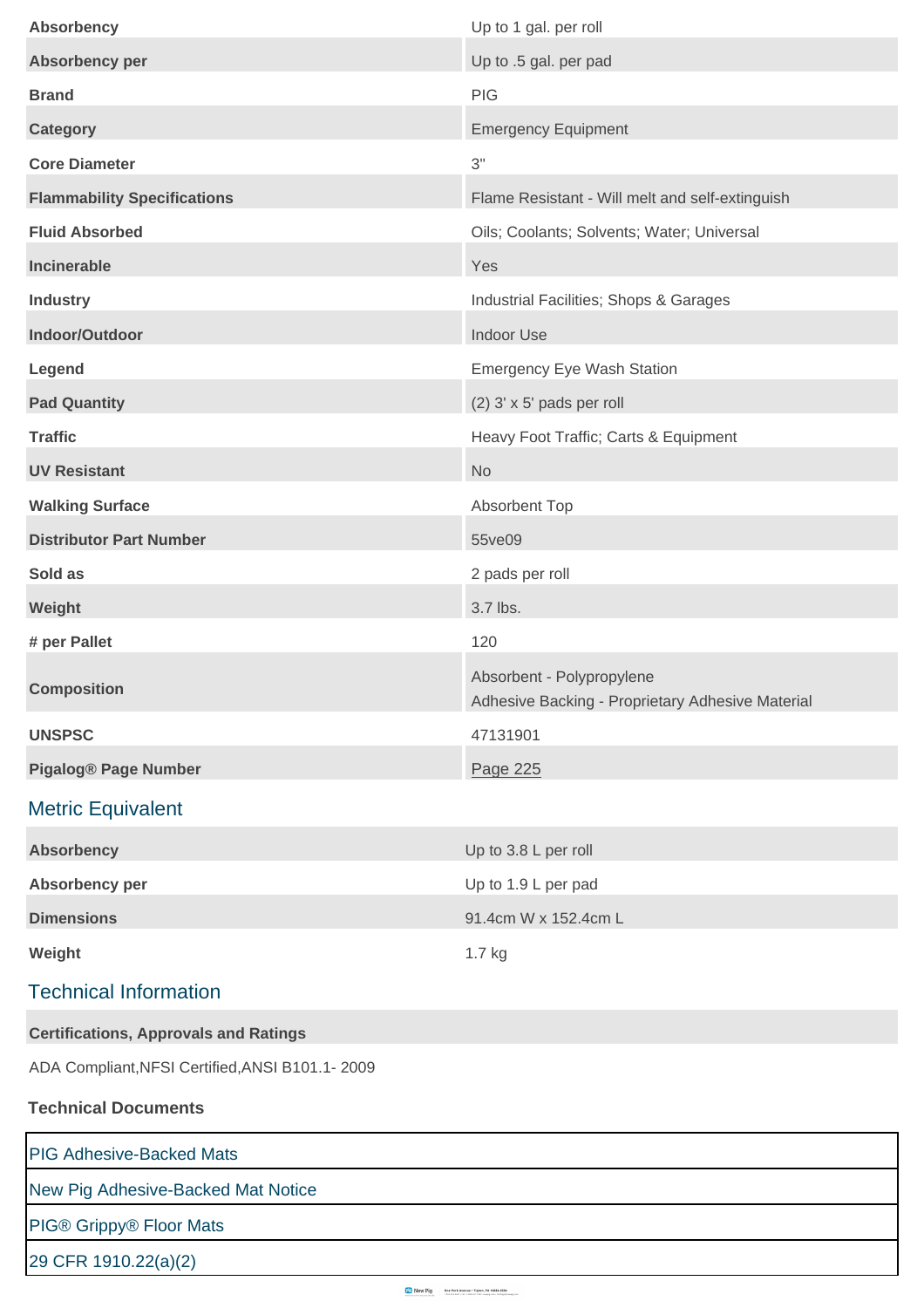| | |
|---|---|
| **Absorbency** | Up to 1 gal. per roll |
| **Absorbency per** | Up to .5 gal. per pad |
| **Brand** | PIG |
| **Category** | Emergency Equipment |
| **Core Diameter** | 3" |
| **Flammability Specifications** | Flame Resistant - Will melt and self-extinguish |
| **Fluid Absorbed** | Oils; Coolants; Solvents; Water; Universal |
| **Incinerable** | Yes |
| **Industry** | Industrial Facilities; Shops & Garages |
| **Indoor/Outdoor** | Indoor Use |
| **Legend** | Emergency Eye Wash Station |
| **Pad Quantity** | (2) 3' x 5' pads per roll |
| **Traffic** | Heavy Foot Traffic; Carts & Equipment |
| **UV Resistant** | No |
| **Walking Surface** | Absorbent Top |
| **Distributor Part Number** | 55ve09 |
| **Sold as** | 2 pads per roll |
| **Weight** | 3.7 lbs. |
| **# per Pallet** | 120 |
| **Composition** | Absorbent - Polypropylene<br>Adhesive Backing - Proprietary Adhesive Material |
| **UNSPSC** | 47131901 |
| **Pigalog® Page Number** | Page 225 |

## Metric Equivalent

| | |
|---|---|
| **Absorbency** | Up to 3.8 L per roll |
| **Absorbency per** | Up to 1.9 L per pad |
| **Dimensions** | 91.4cm W x 152.4cm L |
| **Weight** | 1.7 kg |

## Technical Information

**Certifications, Approvals and Ratings**

ADA Compliant,NFSI Certified,ANSI B101.1- 2009

**Technical Documents**

- PIG Adhesive-Backed Mats
- New Pig Adhesive-Backed Mat Notice
- PIG® Grippy® Floor Mats
- 29 CFR 1910.22(a)(2)